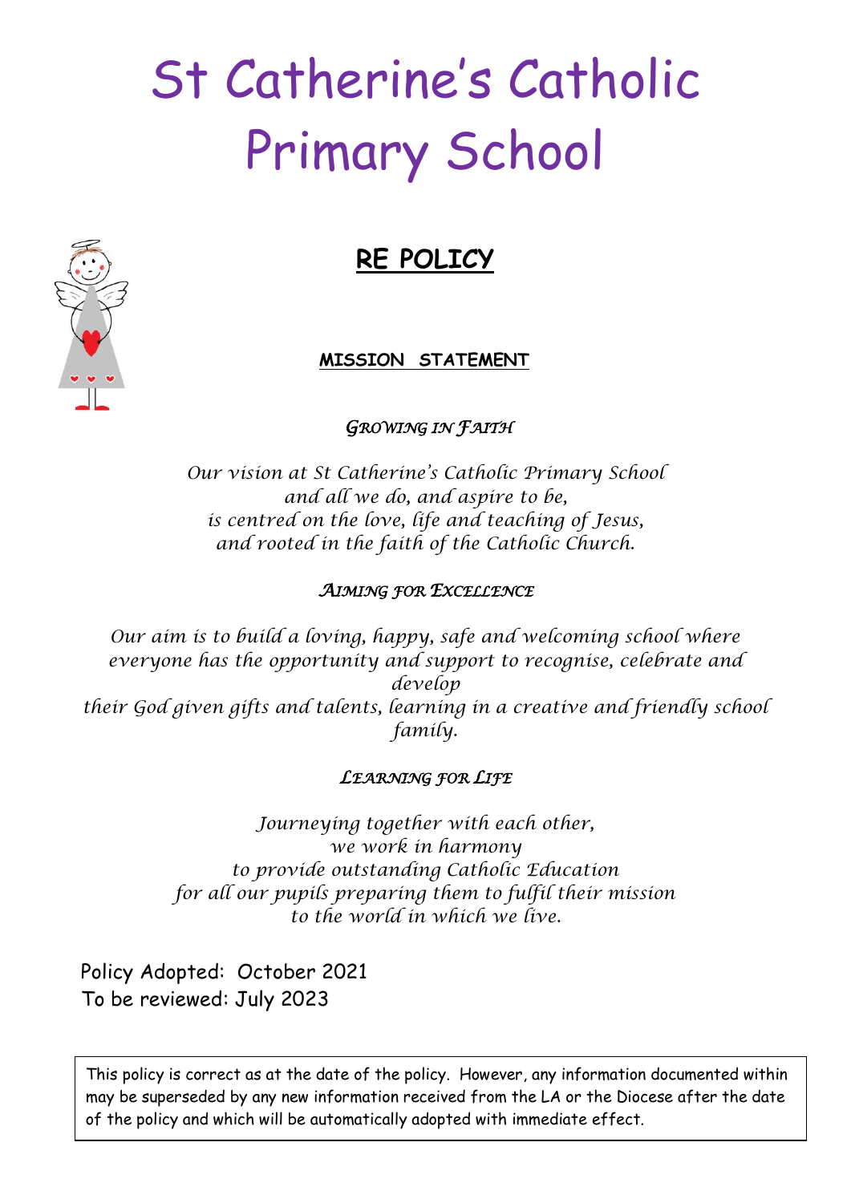# St Catherine's Catholic Primary School

## RE POLICY

### MISSION STATEMENT

*GROWING IN FAITH*

*Our vision at St Catherine's Catholic Primary School*
*and all we do, and aspire to be,*
*is centred on the love, life and teaching of Jesus,*
*and rooted in the faith of the Catholic Church.*

*AIMING FOR EXCELLENCE*

*Our aim is to build a loving, happy, safe and welcoming school where everyone has the opportunity and support to recognise, celebrate and develop*
*their God given gifts and talents, learning in a creative and friendly school family.*

*LEARNING FOR LIFE*

*Journeying together with each other,*
*we work in harmony*
*to provide outstanding Catholic Education*
*for all our pupils preparing them to fulfil their mission*
*to the world in which we live.*

Policy Adopted: October 2021
To be reviewed: July 2023

This policy is correct as at the date of the policy. However, any information documented within may be superseded by any new information received from the LA or the Diocese after the date of the policy and which will be automatically adopted with immediate effect.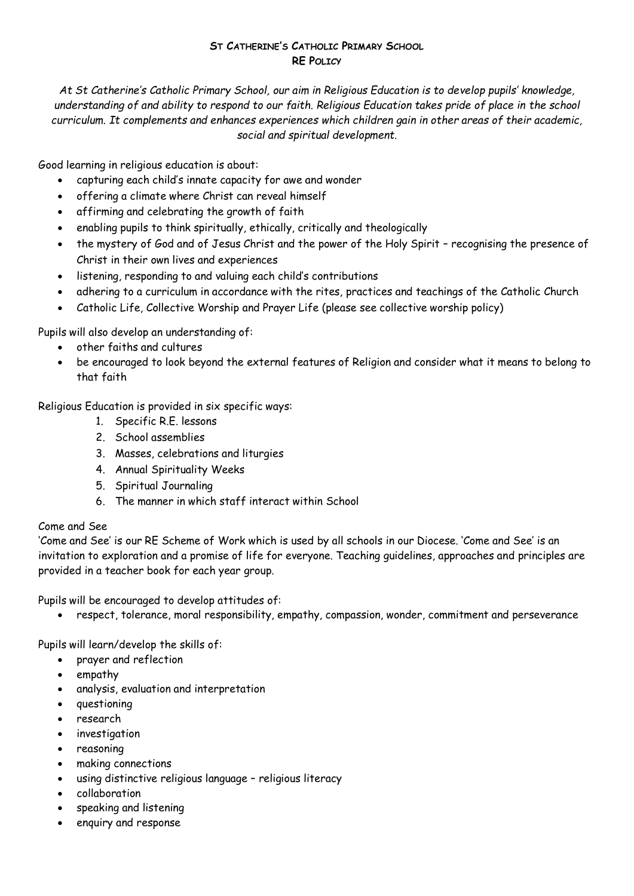# ST CATHERINE'S CATHOLIC PRIMARY SCHOOL
## RE POLICY

*At St Catherine's Catholic Primary School, our aim in Religious Education is to develop pupils' knowledge, understanding of and ability to respond to our faith. Religious Education takes pride of place in the school curriculum. It complements and enhances experiences which children gain in other areas of their academic, social and spiritual development.*

Good learning in religious education is about:

- capturing each child's innate capacity for awe and wonder
- offering a climate where Christ can reveal himself
- affirming and celebrating the growth of faith
- enabling pupils to think spiritually, ethically, critically and theologically
- the mystery of God and of Jesus Christ and the power of the Holy Spirit – recognising the presence of Christ in their own lives and experiences
- listening, responding to and valuing each child's contributions
- adhering to a curriculum in accordance with the rites, practices and teachings of the Catholic Church
- Catholic Life, Collective Worship and Prayer Life (please see collective worship policy)

Pupils will also develop an understanding of:

- other faiths and cultures
- be encouraged to look beyond the external features of Religion and consider what it means to belong to that faith

Religious Education is provided in six specific ways:

1. Specific R.E. lessons
2. School assemblies
3. Masses, celebrations and liturgies
4. Annual Spirituality Weeks
5. Spiritual Journaling
6. The manner in which staff interact within School

Come and See

'Come and See' is our RE Scheme of Work which is used by all schools in our Diocese. 'Come and See' is an invitation to exploration and a promise of life for everyone. Teaching guidelines, approaches and principles are provided in a teacher book for each year group.

Pupils will be encouraged to develop attitudes of:

- respect, tolerance, moral responsibility, empathy, compassion, wonder, commitment and perseverance

Pupils will learn/develop the skills of:

- prayer and reflection
- empathy
- analysis, evaluation and interpretation
- questioning
- research
- investigation
- reasoning
- making connections
- using distinctive religious language – religious literacy
- collaboration
- speaking and listening
- enquiry and response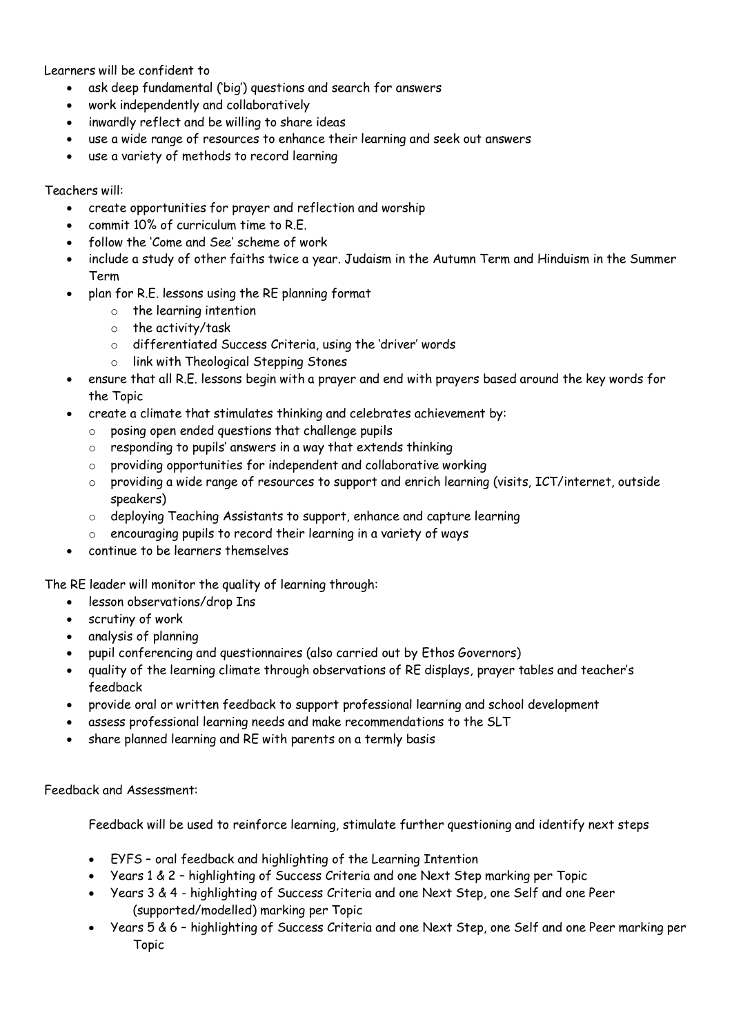Learners will be confident to

- ask deep fundamental ('big') questions and search for answers
- work independently and collaboratively
- inwardly reflect and be willing to share ideas
- use a wide range of resources to enhance their learning and seek out answers
- use a variety of methods to record learning

Teachers will:

- create opportunities for prayer and reflection and worship
- commit 10% of curriculum time to R.E.
- follow the 'Come and See' scheme of work
- include a study of other faiths twice a year. Judaism in the Autumn Term and Hinduism in the Summer Term
- plan for R.E. lessons using the RE planning format
  - the learning intention
  - the activity/task
  - differentiated Success Criteria, using the 'driver' words
  - link with Theological Stepping Stones
- ensure that all R.E. lessons begin with a prayer and end with prayers based around the key words for the Topic
- create a climate that stimulates thinking and celebrates achievement by:
  - posing open ended questions that challenge pupils
  - responding to pupils' answers in a way that extends thinking
  - providing opportunities for independent and collaborative working
  - providing a wide range of resources to support and enrich learning (visits, ICT/internet, outside speakers)
  - deploying Teaching Assistants to support, enhance and capture learning
  - encouraging pupils to record their learning in a variety of ways
- continue to be learners themselves

The RE leader will monitor the quality of learning through:

- lesson observations/drop Ins
- scrutiny of work
- analysis of planning
- pupil conferencing and questionnaires (also carried out by Ethos Governors)
- quality of the learning climate through observations of RE displays, prayer tables and teacher's feedback
- provide oral or written feedback to support professional learning and school development
- assess professional learning needs and make recommendations to the SLT
- share planned learning and RE with parents on a termly basis

Feedback and Assessment:

Feedback will be used to reinforce learning, stimulate further questioning and identify next steps

- EYFS – oral feedback and highlighting of the Learning Intention
- Years 1 & 2 – highlighting of Success Criteria and one Next Step marking per Topic
- Years 3 & 4 - highlighting of Success Criteria and one Next Step, one Self and one Peer (supported/modelled) marking per Topic
- Years 5 & 6 – highlighting of Success Criteria and one Next Step, one Self and one Peer marking per Topic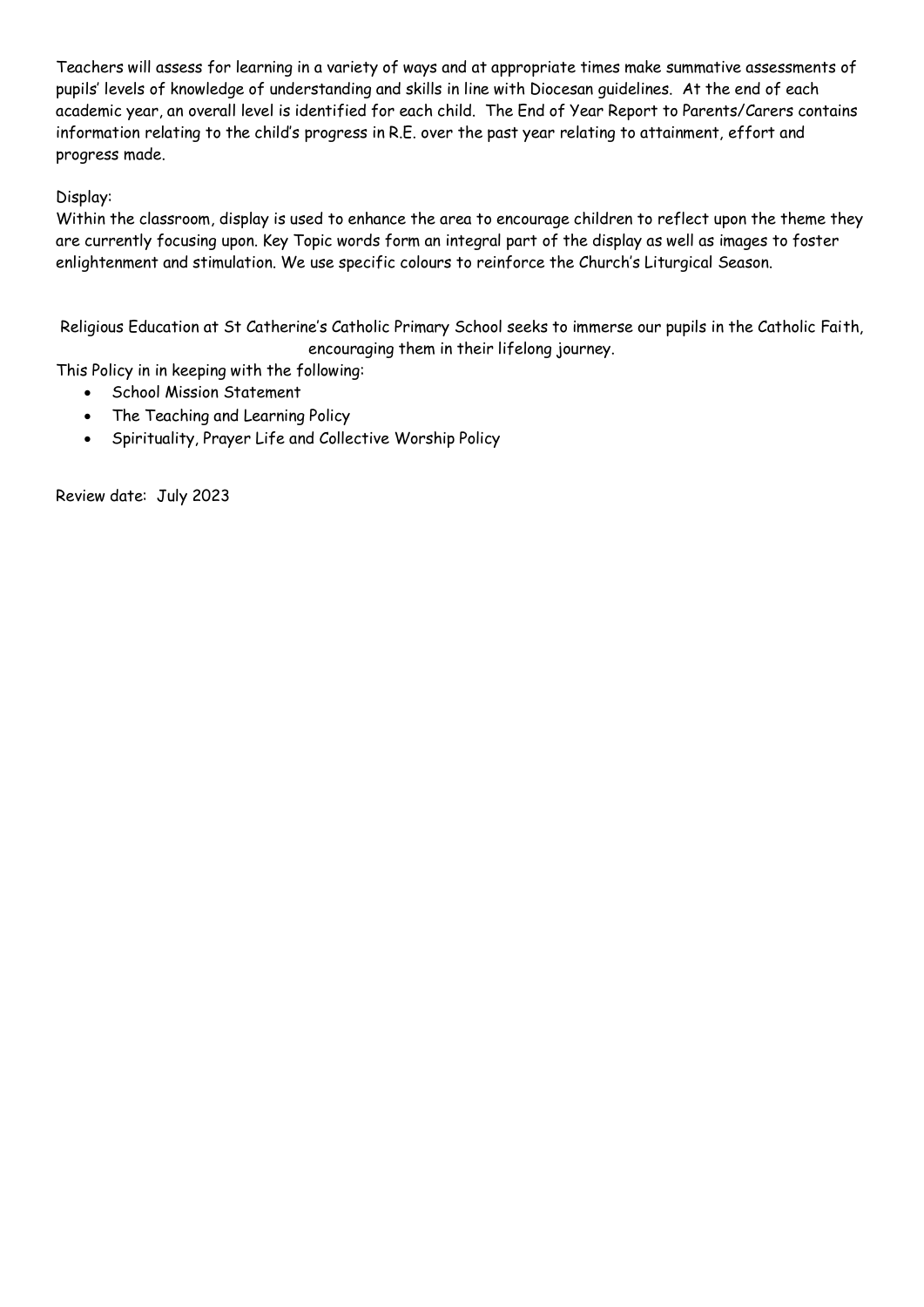Teachers will assess for learning in a variety of ways and at appropriate times make summative assessments of pupils' levels of knowledge of understanding and skills in line with Diocesan guidelines. At the end of each academic year, an overall level is identified for each child. The End of Year Report to Parents/Carers contains information relating to the child's progress in R.E. over the past year relating to attainment, effort and progress made.

Display:
Within the classroom, display is used to enhance the area to encourage children to reflect upon the theme they are currently focusing upon. Key Topic words form an integral part of the display as well as images to foster enlightenment and stimulation. We use specific colours to reinforce the Church's Liturgical Season.

Religious Education at St Catherine's Catholic Primary School seeks to immerse our pupils in the Catholic Faith, encouraging them in their lifelong journey.

This Policy in in keeping with the following:

- School Mission Statement
- The Teaching and Learning Policy
- Spirituality, Prayer Life and Collective Worship Policy

Review date: July 2023